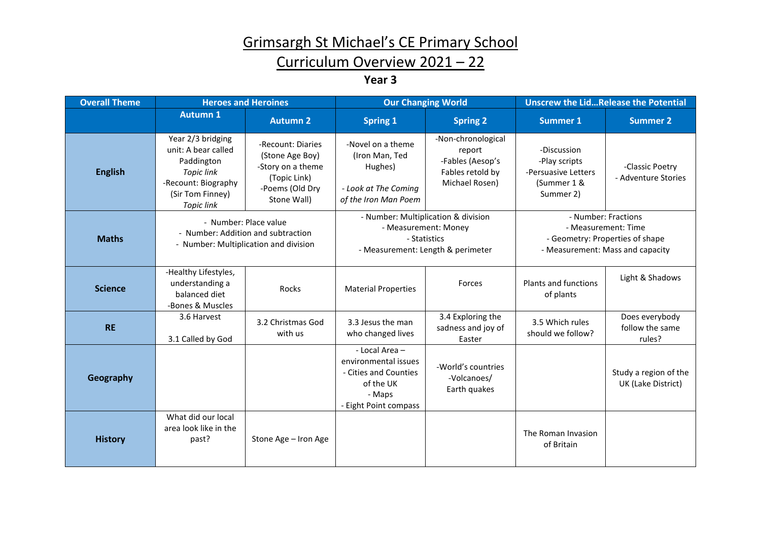# Grimsargh St Michael's CE Primary School

## Curriculum Overview 2021 – 22

### Year 3

| Overall Theme | Heroes and Heroines | | Our Changing World | | Unscrew the Lid…Release the Potential | |
|---|---|---|---|---|---|---|
| | **Autumn 1** | **Autumn 2** | **Spring 1** | **Spring 2** | **Summer 1** | **Summer 2** |
| **English** | Year 2/3 bridging unit: A bear called Paddington *Topic link* -Recount: Biography (Sir Tom Finney) *Topic link* | -Recount: Diaries (Stone Age Boy) -Story on a theme (Topic Link) -Poems (Old Dry Stone Wall) | -Novel on a theme (Iron Man, Ted Hughes) *- Look at The Coming of the Iron Man Poem* | -Non-chronological report -Fables (Aesop's Fables retold by Michael Rosen) | -Discussion -Play scripts -Persuasive Letters (Summer 1 & Summer 2) | -Classic Poetry - Adventure Stories |
| **Maths** | - Number: Place value - Number: Addition and subtraction - Number: Multiplication and division | | - Number: Multiplication & division - Measurement: Money - Statistics - Measurement: Length & perimeter | | - Number: Fractions - Measurement: Time - Geometry: Properties of shape - Measurement: Mass and capacity | |
| **Science** | -Healthy Lifestyles, understanding a balanced diet -Bones & Muscles | Rocks | Material Properties | Forces | Plants and functions of plants | Light & Shadows |
| **RE** | 3.6 Harvest 3.1 Called by God | 3.2 Christmas God with us | 3.3 Jesus the man who changed lives | 3.4 Exploring the sadness and joy of Easter | 3.5 Which rules should we follow? | Does everybody follow the same rules? |
| **Geography** | | | - Local Area – environmental issues - Cities and Counties of the UK - Maps - Eight Point compass | -World's countries -Volcanoes/ Earth quakes | | Study a region of the UK (Lake District) |
| **History** | What did our local area look like in the past? | Stone Age – Iron Age | | | The Roman Invasion of Britain | |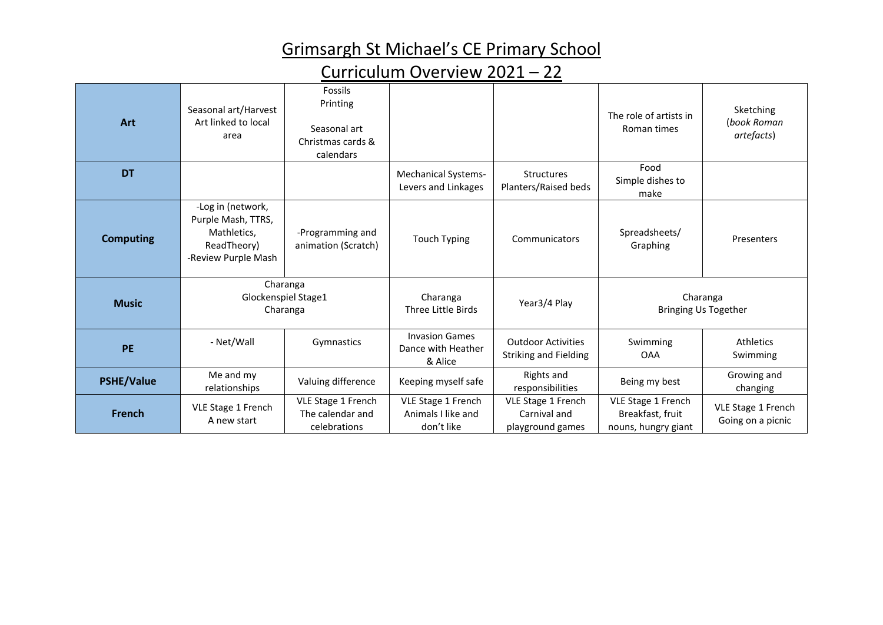# Grimsargh St Michael's CE Primary School

## Curriculum Overview 2021 – 22

| | | | | | | |
|---|---|---|---|---|---|---|
| **Art** | Seasonal art/Harvest Art linked to local area | Fossils Printing<br><br>Seasonal art Christmas cards & calendars | | | The role of artists in Roman times | Sketching (*book Roman artefacts*) |
| **DT** | | | Mechanical Systems- Levers and Linkages | Structures Planters/Raised beds | Food Simple dishes to make | |
| **Computing** | -Log in (network, Purple Mash, TTRS, Mathletics, ReadTheory)<br>-Review Purple Mash | -Programming and animation (Scratch) | Touch Typing | Communicators | Spreadsheets/ Graphing | Presenters |
| **Music** | Charanga Glockenspiel Stage1 Charanga | | Charanga Three Little Birds | Year3/4 Play | Charanga Bringing Us Together | |
| **PE** | - Net/Wall | Gymnastics | Invasion Games Dance with Heather & Alice | Outdoor Activities Striking and Fielding | Swimming OAA | Athletics Swimming |
| **PSHE/Value** | Me and my relationships | Valuing difference | Keeping myself safe | Rights and responsibilities | Being my best | Growing and changing |
| **French** | VLE Stage 1 French A new start | VLE Stage 1 French The calendar and celebrations | VLE Stage 1 French Animals I like and don't like | VLE Stage 1 French Carnival and playground games | VLE Stage 1 French Breakfast, fruit nouns, hungry giant | VLE Stage 1 French Going on a picnic |